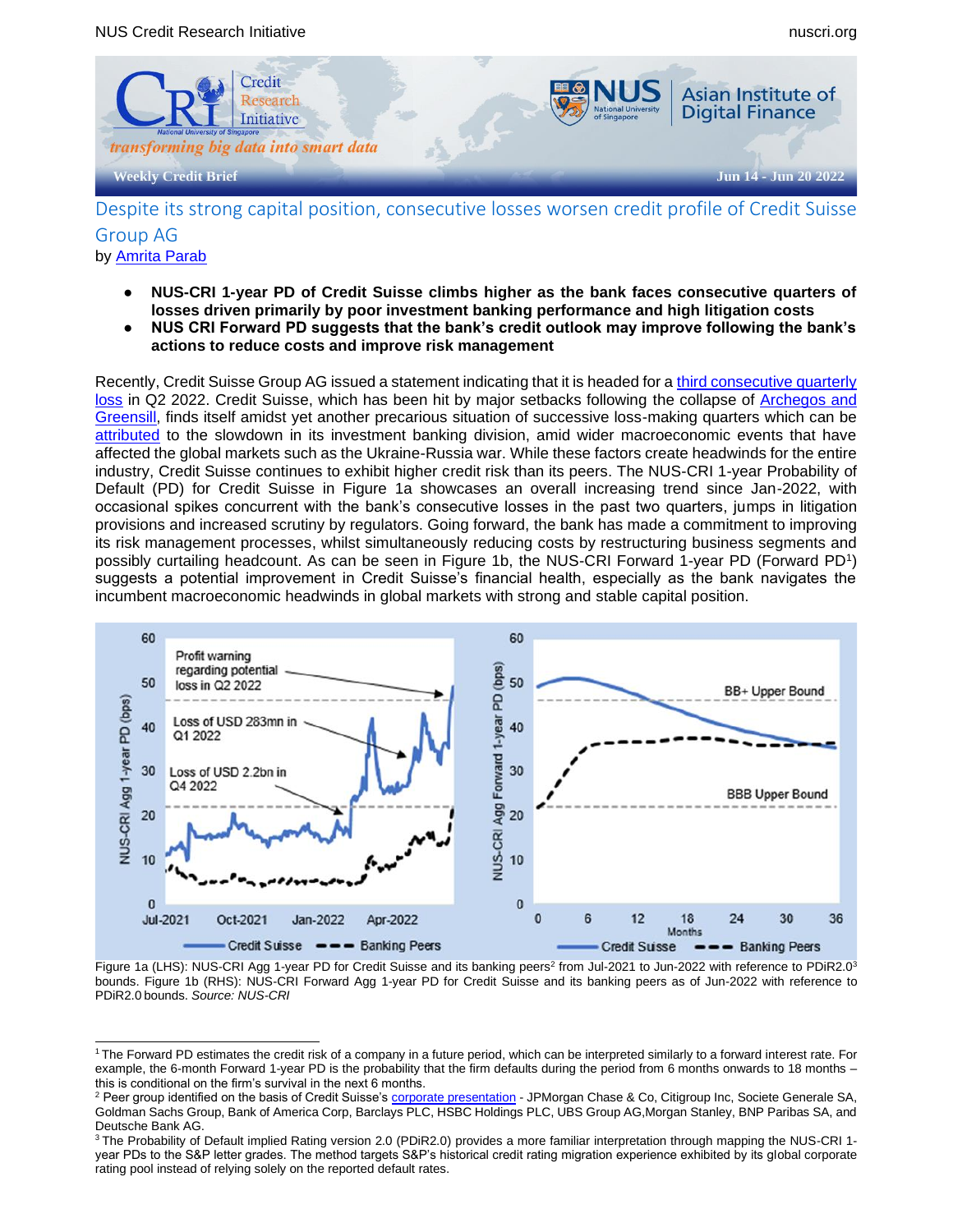Weekly Credit Brief — Jun 14 - Jun 20 2022

# Despite its strong capital position, consecutive losses worsen credit profile of Credit Suisse Group AG

by Amrita Parab

- **NUS-CRI 1-year PD of Credit Suisse climbs higher as the bank faces consecutive quarters of losses driven primarily by poor investment banking performance and high litigation costs**
- **NUS CRI Forward PD suggests that the bank's credit outlook may improve following the bank's actions to reduce costs and improve risk management**

Recently, Credit Suisse Group AG issued a statement indicating that it is headed for a third consecutive quarterly loss in Q2 2022. Credit Suisse, which has been hit by major setbacks following the collapse of Archegos and Greensill, finds itself amidst yet another precarious situation of successive loss-making quarters which can be attributed to the slowdown in its investment banking division, amid wider macroeconomic events that have affected the global markets such as the Ukraine-Russia war. While these factors create headwinds for the entire industry, Credit Suisse continues to exhibit higher credit risk than its peers. The NUS-CRI 1-year Probability of Default (PD) for Credit Suisse in Figure 1a showcases an overall increasing trend since Jan-2022, with occasional spikes concurrent with the bank's consecutive losses in the past two quarters, jumps in litigation provisions and increased scrutiny by regulators. Going forward, the bank has made a commitment to improving its risk management processes, whilst simultaneously reducing costs by restructuring business segments and possibly curtailing headcount. As can be seen in Figure 1b, the NUS-CRI Forward 1-year PD (Forward PD[1]) suggests a potential improvement in Credit Suisse's financial health, especially as the bank navigates the incumbent macroeconomic headwinds in global markets with strong and stable capital position.

Figure 1a (LHS): NUS-CRI Agg 1-year PD for Credit Suisse and its banking peers[2] from Jul-2021 to Jun-2022 with reference to PDiR2.0[3] bounds. Figure 1b (RHS): NUS-CRI Forward Agg 1-year PD for Credit Suisse and its banking peers as of Jun-2022 with reference to PDiR2.0 bounds. *Source: NUS-CRI*

---

[1] The Forward PD estimates the credit risk of a company in a future period, which can be interpreted similarly to a forward interest rate. For example, the 6-month Forward 1-year PD is the probability that the firm defaults during the period from 6 months onwards to 18 months – this is conditional on the firm's survival in the next 6 months.

[2] Peer group identified on the basis of Credit Suisse's corporate presentation - JPMorgan Chase & Co, Citigroup Inc, Societe Generale SA, Goldman Sachs Group, Bank of America Corp, Barclays PLC, HSBC Holdings PLC, UBS Group AG, Morgan Stanley, BNP Paribas SA, and Deutsche Bank AG.

[3] The Probability of Default implied Rating version 2.0 (PDiR2.0) provides a more familiar interpretation through mapping the NUS-CRI 1-year PDs to the S&P letter grades. The method targets S&P's historical credit rating migration experience exhibited by its global corporate rating pool instead of relying solely on the reported default rates.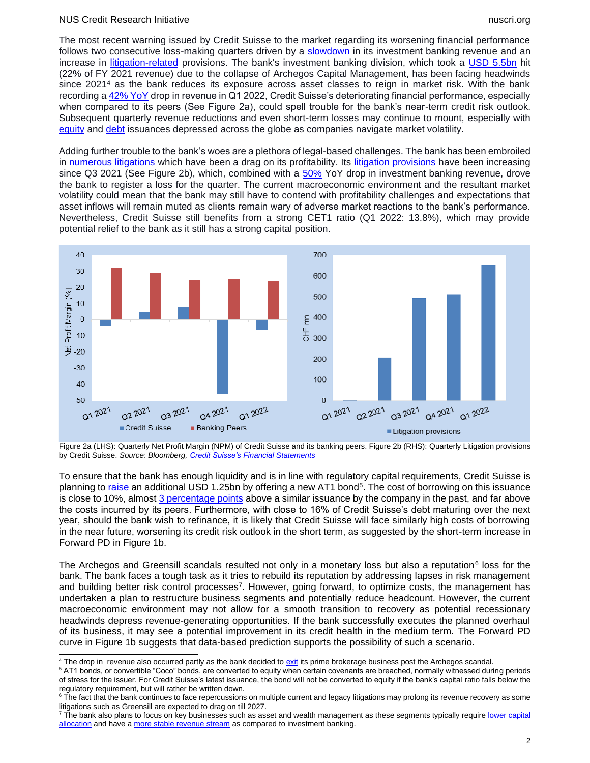The most recent warning issued by Credit Suisse to the market regarding its worsening financial performance follows two consecutive loss-making quarters driven by a slowdown in its investment banking revenue and an increase in litigation-related provisions. The bank's investment banking division, which took a USD 5.5bn hit (22% of FY 2021 revenue) due to the collapse of Archegos Capital Management, has been facing headwinds since 2021[4] as the bank reduces its exposure across asset classes to reign in market risk. With the bank recording a 42% YoY drop in revenue in Q1 2022, Credit Suisse's deteriorating financial performance, especially when compared to its peers (See Figure 2a), could spell trouble for the bank's near-term credit risk outlook. Subsequent quarterly revenue reductions and even short-term losses may continue to mount, especially with equity and debt issuances depressed across the globe as companies navigate market volatility.

Adding further trouble to the bank's woes are a plethora of legal-based challenges. The bank has been embroiled in numerous litigations which have been a drag on its profitability. Its litigation provisions have been increasing since Q3 2021 (See Figure 2b), which, combined with a 50% YoY drop in investment banking revenue, drove the bank to register a loss for the quarter. The current macroeconomic environment and the resultant market volatility could mean that the bank may still have to contend with profitability challenges and expectations that asset inflows will remain muted as clients remain wary of adverse market reactions to the bank's performance. Nevertheless, Credit Suisse still benefits from a strong CET1 ratio (Q1 2022: 13.8%), which may provide potential relief to the bank as it still has a strong capital position.

Figure 2a (LHS): Quarterly Net Profit Margin (NPM) of Credit Suisse and its banking peers. Figure 2b (RHS): Quarterly Litigation provisions by Credit Suisse. *Source: Bloomberg, Credit Suisse's Financial Statements*

To ensure that the bank has enough liquidity and is in line with regulatory capital requirements, Credit Suisse is planning to raise an additional USD 1.25bn by offering a new AT1 bond[5]. The cost of borrowing on this issuance is close to 10%, almost 3 percentage points above a similar issuance by the company in the past, and far above the costs incurred by its peers. Furthermore, with close to 16% of Credit Suisse's debt maturing over the next year, should the bank wish to refinance, it is likely that Credit Suisse will face similarly high costs of borrowing in the near future, worsening its credit risk outlook in the short term, as suggested by the short-term increase in Forward PD in Figure 1b.

The Archegos and Greensill scandals resulted not only in a monetary loss but also a reputation[6] loss for the bank. The bank faces a tough task as it tries to rebuild its reputation by addressing lapses in risk management and building better risk control processes[7]. However, going forward, to optimize costs, the management has undertaken a plan to restructure business segments and potentially reduce headcount. However, the current macroeconomic environment may not allow for a smooth transition to recovery as potential recessionary headwinds depress revenue-generating opportunities. If the bank successfully executes the planned overhaul of its business, it may see a potential improvement in its credit health in the medium term. The Forward PD curve in Figure 1b suggests that data-based prediction supports the possibility of such a scenario.

---

[4] The drop in revenue also occurred partly as the bank decided to exit its prime brokerage business post the Archegos scandal.

[5] AT1 bonds, or convertible "Coco" bonds, are converted to equity when certain covenants are breached, normally witnessed during periods of stress for the issuer. For Credit Suisse's latest issuance, the bond will not be converted to equity if the bank's capital ratio falls below the regulatory requirement, but will rather be written down.

[6] The fact that the bank continues to face repercussions on multiple current and legacy litigations may prolong its revenue recovery as some litigations such as Greensill are expected to drag on till 2027.

[7] The bank also plans to focus on key businesses such as asset and wealth management as these segments typically require lower capital allocation and have a more stable revenue stream as compared to investment banking.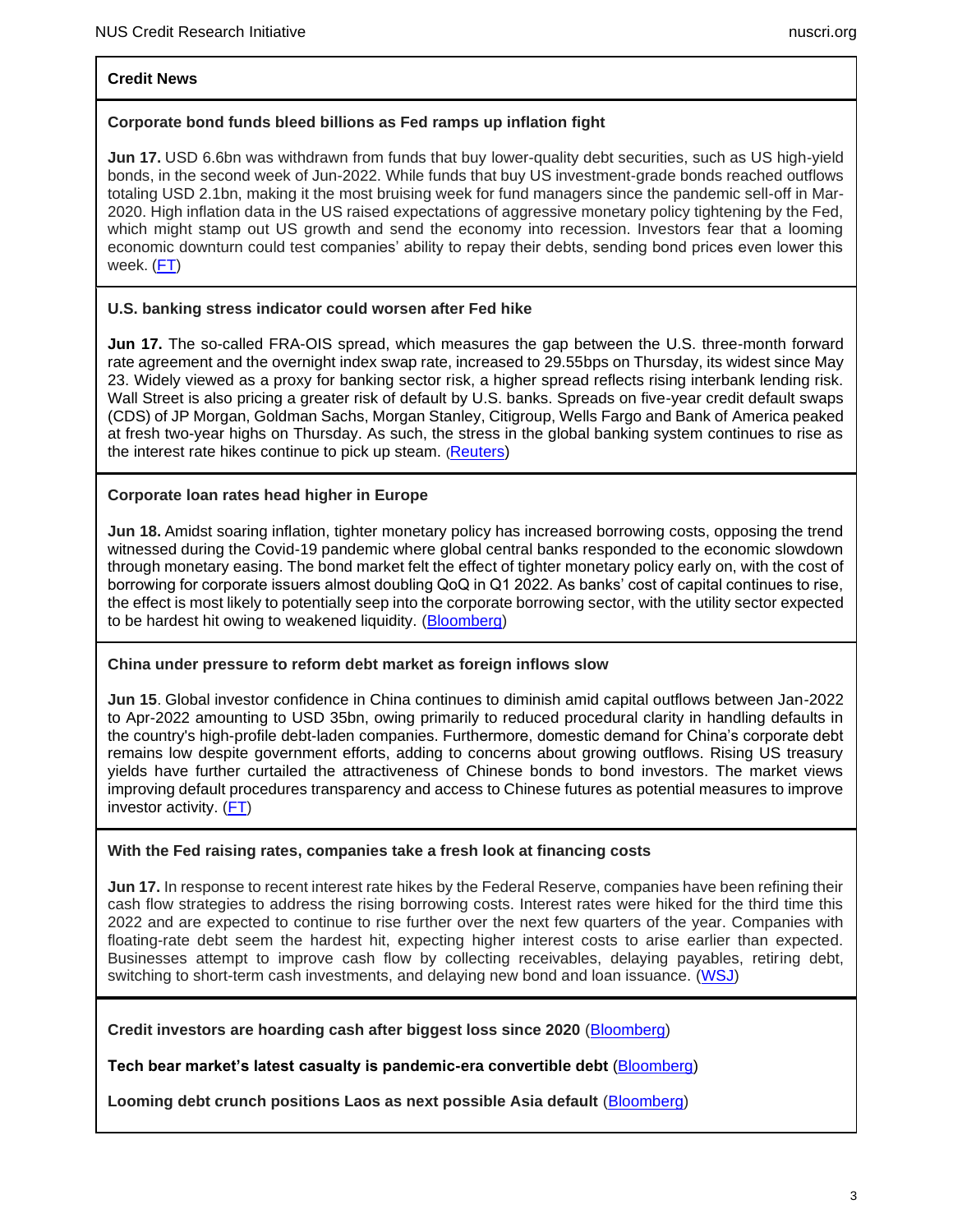## Credit News

### Corporate bond funds bleed billions as Fed ramps up inflation fight

**Jun 17.** USD 6.6bn was withdrawn from funds that buy lower-quality debt securities, such as US high-yield bonds, in the second week of Jun-2022. While funds that buy US investment-grade bonds reached outflows totaling USD 2.1bn, making it the most bruising week for fund managers since the pandemic sell-off in Mar-2020. High inflation data in the US raised expectations of aggressive monetary policy tightening by the Fed, which might stamp out US growth and send the economy into recession. Investors fear that a looming economic downturn could test companies' ability to repay their debts, sending bond prices even lower this week. (FT)

### U.S. banking stress indicator could worsen after Fed hike

**Jun 17.** The so-called FRA-OIS spread, which measures the gap between the U.S. three-month forward rate agreement and the overnight index swap rate, increased to 29.55bps on Thursday, its widest since May 23. Widely viewed as a proxy for banking sector risk, a higher spread reflects rising interbank lending risk. Wall Street is also pricing a greater risk of default by U.S. banks. Spreads on five-year credit default swaps (CDS) of JP Morgan, Goldman Sachs, Morgan Stanley, Citigroup, Wells Fargo and Bank of America peaked at fresh two-year highs on Thursday. As such, the stress in the global banking system continues to rise as the interest rate hikes continue to pick up steam. (Reuters)

### Corporate loan rates head higher in Europe

**Jun 18.** Amidst soaring inflation, tighter monetary policy has increased borrowing costs, opposing the trend witnessed during the Covid-19 pandemic where global central banks responded to the economic slowdown through monetary easing. The bond market felt the effect of tighter monetary policy early on, with the cost of borrowing for corporate issuers almost doubling QoQ in Q1 2022. As banks' cost of capital continues to rise, the effect is most likely to potentially seep into the corporate borrowing sector, with the utility sector expected to be hardest hit owing to weakened liquidity. (Bloomberg)

### China under pressure to reform debt market as foreign inflows slow

**Jun 15**. Global investor confidence in China continues to diminish amid capital outflows between Jan-2022 to Apr-2022 amounting to USD 35bn, owing primarily to reduced procedural clarity in handling defaults in the country's high-profile debt-laden companies. Furthermore, domestic demand for China's corporate debt remains low despite government efforts, adding to concerns about growing outflows. Rising US treasury yields have further curtailed the attractiveness of Chinese bonds to bond investors. The market views improving default procedures transparency and access to Chinese futures as potential measures to improve investor activity. (FT)

### With the Fed raising rates, companies take a fresh look at financing costs

**Jun 17.** In response to recent interest rate hikes by the Federal Reserve, companies have been refining their cash flow strategies to address the rising borrowing costs. Interest rates were hiked for the third time this 2022 and are expected to continue to rise further over the next few quarters of the year. Companies with floating-rate debt seem the hardest hit, expecting higher interest costs to arise earlier than expected. Businesses attempt to improve cash flow by collecting receivables, delaying payables, retiring debt, switching to short-term cash investments, and delaying new bond and loan issuance. (WSJ)

**Credit investors are hoarding cash after biggest loss since 2020** (Bloomberg)

**Tech bear market's latest casualty is pandemic-era convertible debt** (Bloomberg)

**Looming debt crunch positions Laos as next possible Asia default** (Bloomberg)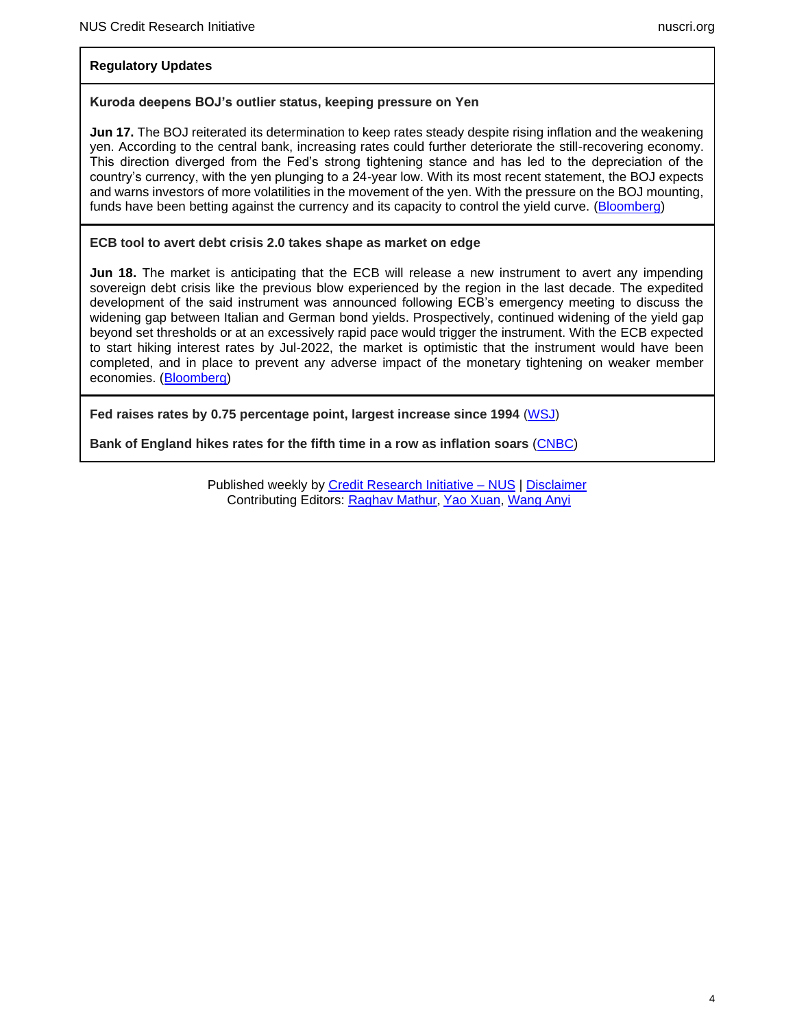## Regulatory Updates

**Kuroda deepens BOJ's outlier status, keeping pressure on Yen**

**Jun 17.** The BOJ reiterated its determination to keep rates steady despite rising inflation and the weakening yen. According to the central bank, increasing rates could further deteriorate the still-recovering economy. This direction diverged from the Fed's strong tightening stance and has led to the depreciation of the country's currency, with the yen plunging to a 24-year low. With its most recent statement, the BOJ expects and warns investors of more volatilities in the movement of the yen. With the pressure on the BOJ mounting, funds have been betting against the currency and its capacity to control the yield curve. (Bloomberg)

**ECB tool to avert debt crisis 2.0 takes shape as market on edge**

**Jun 18.** The market is anticipating that the ECB will release a new instrument to avert any impending sovereign debt crisis like the previous blow experienced by the region in the last decade. The expedited development of the said instrument was announced following ECB's emergency meeting to discuss the widening gap between Italian and German bond yields. Prospectively, continued widening of the yield gap beyond set thresholds or at an excessively rapid pace would trigger the instrument. With the ECB expected to start hiking interest rates by Jul-2022, the market is optimistic that the instrument would have been completed, and in place to prevent any adverse impact of the monetary tightening on weaker member economies. (Bloomberg)

**Fed raises rates by 0.75 percentage point, largest increase since 1994** (WSJ)

**Bank of England hikes rates for the fifth time in a row as inflation soars** (CNBC)

Published weekly by Credit Research Initiative – NUS | Disclaimer
Contributing Editors: Raghav Mathur, Yao Xuan, Wang Anyi